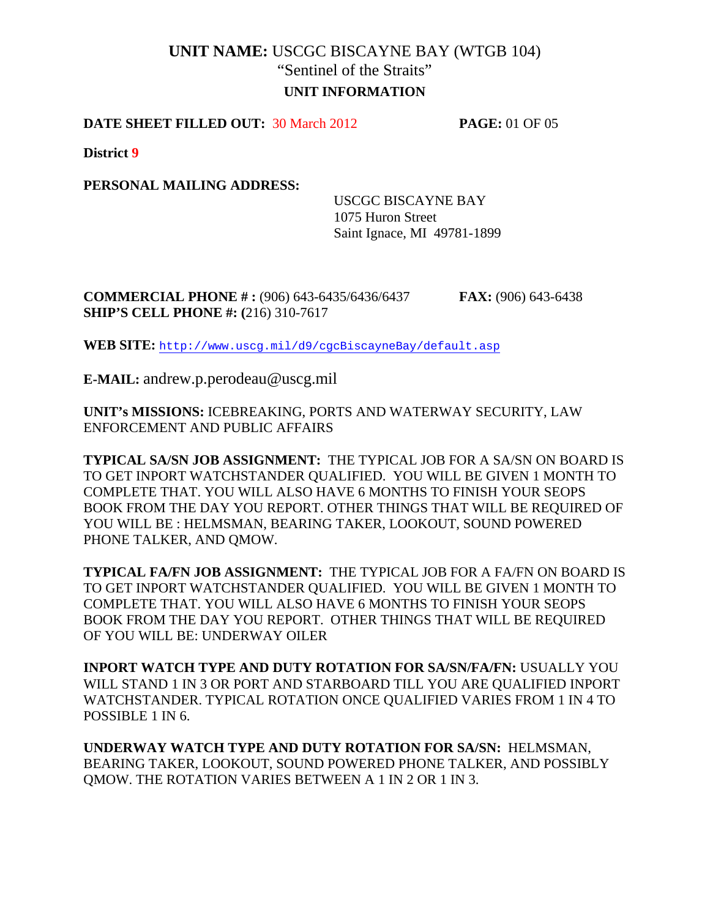# UNIT NAME: USCGC BISCAYNE BAY (WTGB 104)

"Sentinel of the Straits"

## UNIT INFORMATION

**DATE SHEET FILLED OUT:** 30 March 2012

**District 9**

**PERSONAL MAILING ADDRESS:**

USCGC BISCAYNE BAY
1075 Huron Street
Saint Ignace, MI 49781-1899

**COMMERCIAL PHONE # :** (906) 643-6435/6436/6437 **FAX:** (906) 643-6438
**SHIP'S CELL PHONE #: (**216) 310-7617

**WEB SITE:** http://www.uscg.mil/d9/cgcBiscayneBay/default.asp

**E-MAIL:** andrew.p.perodeau@uscg.mil

**UNIT's MISSIONS:** ICEBREAKING, PORTS AND WATERWAY SECURITY, LAW ENFORCEMENT AND PUBLIC AFFAIRS

**TYPICAL SA/SN JOB ASSIGNMENT:** THE TYPICAL JOB FOR A SA/SN ON BOARD IS TO GET INPORT WATCHSTANDER QUALIFIED. YOU WILL BE GIVEN 1 MONTH TO COMPLETE THAT. YOU WILL ALSO HAVE 6 MONTHS TO FINISH YOUR SEOPS BOOK FROM THE DAY YOU REPORT. OTHER THINGS THAT WILL BE REQUIRED OF YOU WILL BE : HELMSMAN, BEARING TAKER, LOOKOUT, SOUND POWERED PHONE TALKER, AND QMOW.

**TYPICAL FA/FN JOB ASSIGNMENT:** THE TYPICAL JOB FOR A FA/FN ON BOARD IS TO GET INPORT WATCHSTANDER QUALIFIED. YOU WILL BE GIVEN 1 MONTH TO COMPLETE THAT. YOU WILL ALSO HAVE 6 MONTHS TO FINISH YOUR SEOPS BOOK FROM THE DAY YOU REPORT. OTHER THINGS THAT WILL BE REQUIRED OF YOU WILL BE: UNDERWAY OILER

**INPORT WATCH TYPE AND DUTY ROTATION FOR SA/SN/FA/FN:** USUALLY YOU WILL STAND 1 IN 3 OR PORT AND STARBOARD TILL YOU ARE QUALIFIED INPORT WATCHSTANDER. TYPICAL ROTATION ONCE QUALIFIED VARIES FROM 1 IN 4 TO POSSIBLE 1 IN 6.

**UNDERWAY WATCH TYPE AND DUTY ROTATION FOR SA/SN:** HELMSMAN, BEARING TAKER, LOOKOUT, SOUND POWERED PHONE TALKER, AND POSSIBLY QMOW. THE ROTATION VARIES BETWEEN A 1 IN 2 OR 1 IN 3.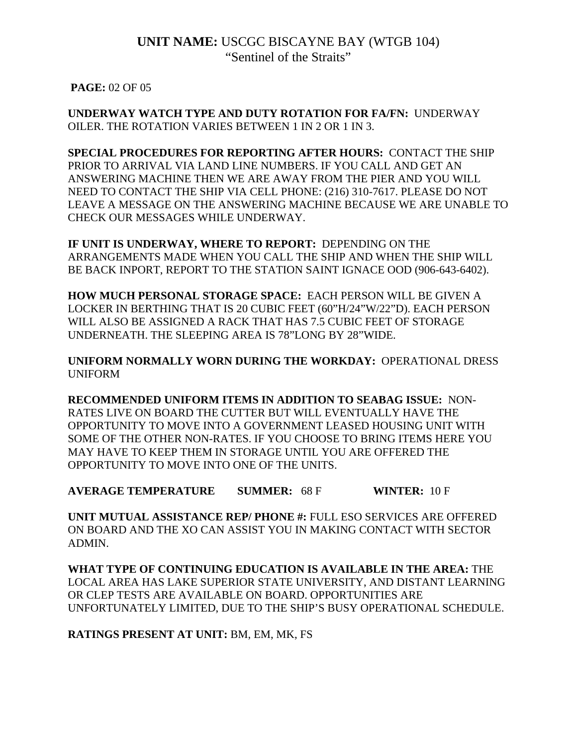**UNIT NAME:** USCGC BISCAYNE BAY (WTGB 104)
"Sentinel of the Straits"

**PAGE:** 02 OF 05

**UNDERWAY WATCH TYPE AND DUTY ROTATION FOR FA/FN:** UNDERWAY OILER. THE ROTATION VARIES BETWEEN 1 IN 2 OR 1 IN 3.

**SPECIAL PROCEDURES FOR REPORTING AFTER HOURS:** CONTACT THE SHIP PRIOR TO ARRIVAL VIA LAND LINE NUMBERS. IF YOU CALL AND GET AN ANSWERING MACHINE THEN WE ARE AWAY FROM THE PIER AND YOU WILL NEED TO CONTACT THE SHIP VIA CELL PHONE: (216) 310-7617. PLEASE DO NOT LEAVE A MESSAGE ON THE ANSWERING MACHINE BECAUSE WE ARE UNABLE TO CHECK OUR MESSAGES WHILE UNDERWAY.

**IF UNIT IS UNDERWAY, WHERE TO REPORT:** DEPENDING ON THE ARRANGEMENTS MADE WHEN YOU CALL THE SHIP AND WHEN THE SHIP WILL BE BACK INPORT, REPORT TO THE STATION SAINT IGNACE OOD (906-643-6402).

**HOW MUCH PERSONAL STORAGE SPACE:** EACH PERSON WILL BE GIVEN A LOCKER IN BERTHING THAT IS 20 CUBIC FEET (60"H/24"W/22"D). EACH PERSON WILL ALSO BE ASSIGNED A RACK THAT HAS 7.5 CUBIC FEET OF STORAGE UNDERNEATH. THE SLEEPING AREA IS 78"LONG BY 28"WIDE.

**UNIFORM NORMALLY WORN DURING THE WORKDAY:** OPERATIONAL DRESS UNIFORM

**RECOMMENDED UNIFORM ITEMS IN ADDITION TO SEABAG ISSUE:** NON-RATES LIVE ON BOARD THE CUTTER BUT WILL EVENTUALLY HAVE THE OPPORTUNITY TO MOVE INTO A GOVERNMENT LEASED HOUSING UNIT WITH SOME OF THE OTHER NON-RATES. IF YOU CHOOSE TO BRING ITEMS HERE YOU MAY HAVE TO KEEP THEM IN STORAGE UNTIL YOU ARE OFFERED THE OPPORTUNITY TO MOVE INTO ONE OF THE UNITS.

**AVERAGE TEMPERATURE** **SUMMER:** 68 F **WINTER:** 10 F

**UNIT MUTUAL ASSISTANCE REP/ PHONE #:** FULL ESO SERVICES ARE OFFERED ON BOARD AND THE XO CAN ASSIST YOU IN MAKING CONTACT WITH SECTOR ADMIN.

**WHAT TYPE OF CONTINUING EDUCATION IS AVAILABLE IN THE AREA:** THE LOCAL AREA HAS LAKE SUPERIOR STATE UNIVERSITY, AND DISTANT LEARNING OR CLEP TESTS ARE AVAILABLE ON BOARD. OPPORTUNITIES ARE UNFORTUNATELY LIMITED, DUE TO THE SHIP'S BUSY OPERATIONAL SCHEDULE.

**RATINGS PRESENT AT UNIT:** BM, EM, MK, FS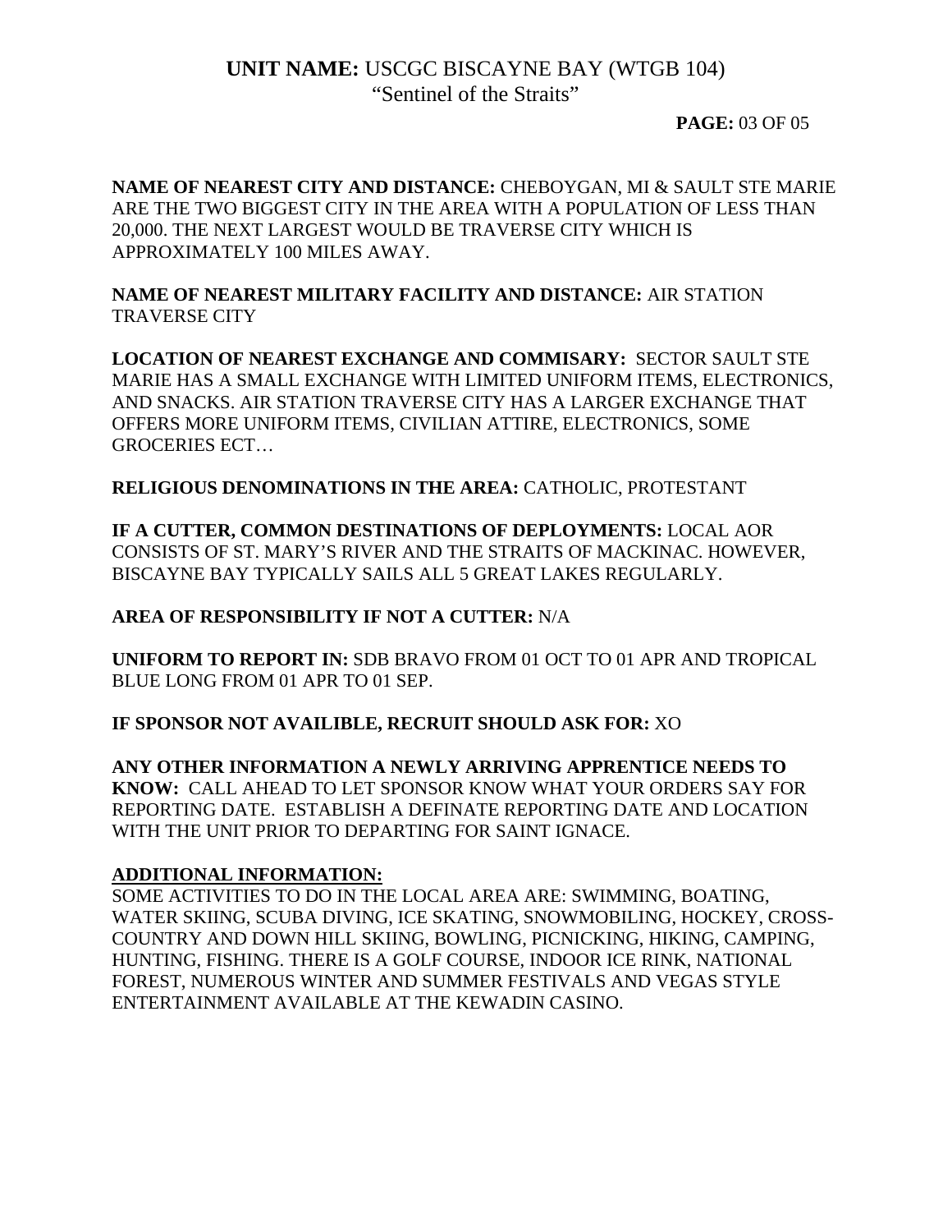**NAME OF NEAREST CITY AND DISTANCE:** CHEBOYGAN, MI & SAULT STE MARIE ARE THE TWO BIGGEST CITY IN THE AREA WITH A POPULATION OF LESS THAN 20,000. THE NEXT LARGEST WOULD BE TRAVERSE CITY WHICH IS APPROXIMATELY 100 MILES AWAY.

**NAME OF NEAREST MILITARY FACILITY AND DISTANCE:** AIR STATION TRAVERSE CITY

**LOCATION OF NEAREST EXCHANGE AND COMMISARY:** SECTOR SAULT STE MARIE HAS A SMALL EXCHANGE WITH LIMITED UNIFORM ITEMS, ELECTRONICS, AND SNACKS. AIR STATION TRAVERSE CITY HAS A LARGER EXCHANGE THAT OFFERS MORE UNIFORM ITEMS, CIVILIAN ATTIRE, ELECTRONICS, SOME GROCERIES ECT…

**RELIGIOUS DENOMINATIONS IN THE AREA:** CATHOLIC, PROTESTANT

**IF A CUTTER, COMMON DESTINATIONS OF DEPLOYMENTS:** LOCAL AOR CONSISTS OF ST. MARY'S RIVER AND THE STRAITS OF MACKINAC. HOWEVER, BISCAYNE BAY TYPICALLY SAILS ALL 5 GREAT LAKES REGULARLY.

**AREA OF RESPONSIBILITY IF NOT A CUTTER:** N/A

**UNIFORM TO REPORT IN:** SDB BRAVO FROM 01 OCT TO 01 APR AND TROPICAL BLUE LONG FROM 01 APR TO 01 SEP.

**IF SPONSOR NOT AVAILIBLE, RECRUIT SHOULD ASK FOR:** XO

**ANY OTHER INFORMATION A NEWLY ARRIVING APPRENTICE NEEDS TO KNOW:** CALL AHEAD TO LET SPONSOR KNOW WHAT YOUR ORDERS SAY FOR REPORTING DATE. ESTABLISH A DEFINATE REPORTING DATE AND LOCATION WITH THE UNIT PRIOR TO DEPARTING FOR SAINT IGNACE.

**ADDITIONAL INFORMATION:**

SOME ACTIVITIES TO DO IN THE LOCAL AREA ARE: SWIMMING, BOATING, WATER SKIING, SCUBA DIVING, ICE SKATING, SNOWMOBILING, HOCKEY, CROSS-COUNTRY AND DOWN HILL SKIING, BOWLING, PICNICKING, HIKING, CAMPING, HUNTING, FISHING. THERE IS A GOLF COURSE, INDOOR ICE RINK, NATIONAL FOREST, NUMEROUS WINTER AND SUMMER FESTIVALS AND VEGAS STYLE ENTERTAINMENT AVAILABLE AT THE KEWADIN CASINO.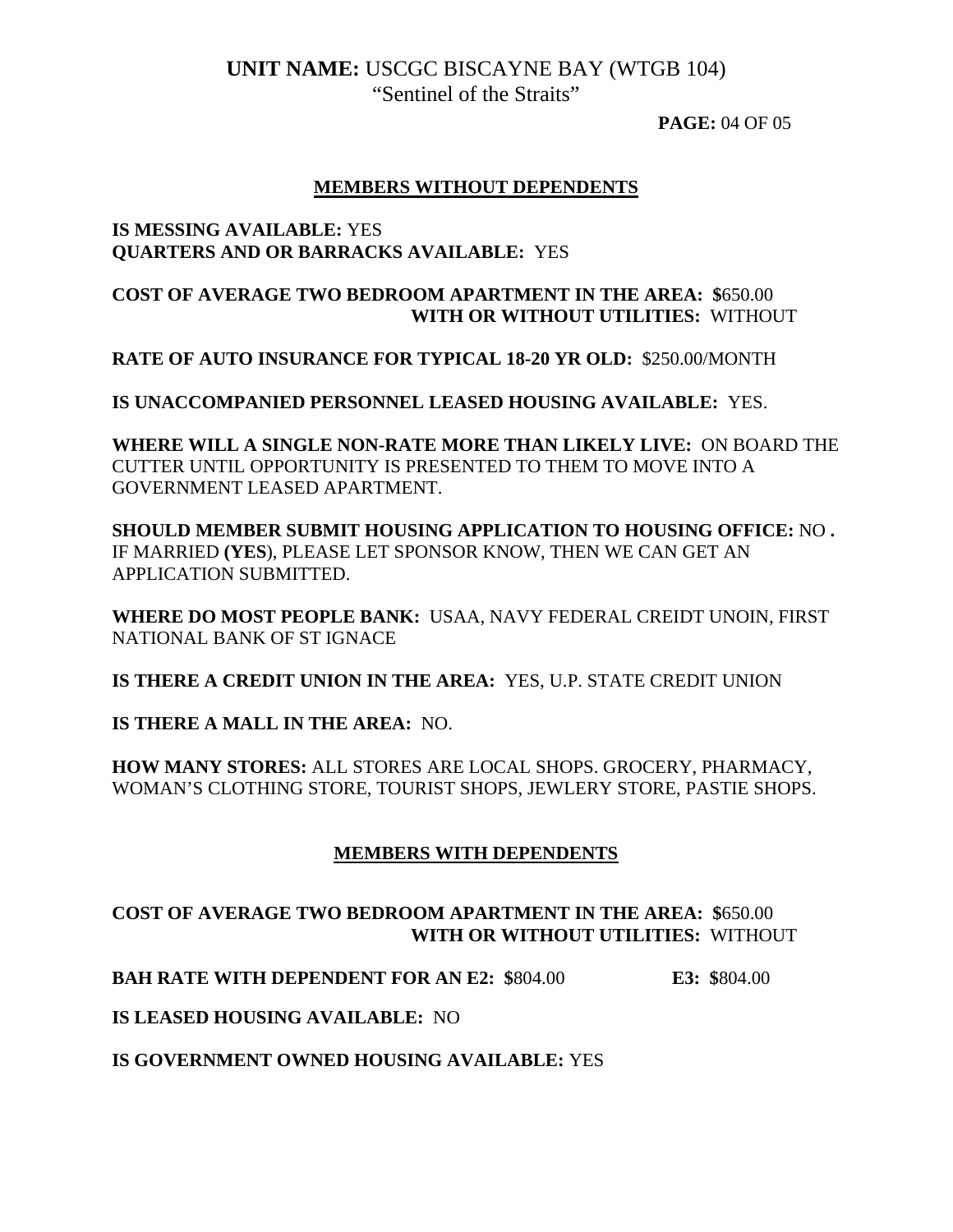**UNIT NAME:** USCGC BISCAYNE BAY (WTGB 104)
"Sentinel of the Straits"

## MEMBERS WITHOUT DEPENDENTS

**IS MESSING AVAILABLE:** YES
**QUARTERS AND OR BARRACKS AVAILABLE:** YES

**COST OF AVERAGE TWO BEDROOM APARTMENT IN THE AREA: $**650.00
**WITH OR WITHOUT UTILITIES:** WITHOUT

**RATE OF AUTO INSURANCE FOR TYPICAL 18-20 YR OLD:** $250.00/MONTH

**IS UNACCOMPANIED PERSONNEL LEASED HOUSING AVAILABLE:** YES.

**WHERE WILL A SINGLE NON-RATE MORE THAN LIKELY LIVE:** ON BOARD THE CUTTER UNTIL OPPORTUNITY IS PRESENTED TO THEM TO MOVE INTO A GOVERNMENT LEASED APARTMENT.

**SHOULD MEMBER SUBMIT HOUSING APPLICATION TO HOUSING OFFICE:** NO **.** IF MARRIED **(YES**), PLEASE LET SPONSOR KNOW, THEN WE CAN GET AN APPLICATION SUBMITTED.

**WHERE DO MOST PEOPLE BANK:** USAA, NAVY FEDERAL CREIDT UNOIN, FIRST NATIONAL BANK OF ST IGNACE

**IS THERE A CREDIT UNION IN THE AREA:** YES, U.P. STATE CREDIT UNION

**IS THERE A MALL IN THE AREA:** NO.

**HOW MANY STORES:** ALL STORES ARE LOCAL SHOPS. GROCERY, PHARMACY, WOMAN'S CLOTHING STORE, TOURIST SHOPS, JEWLERY STORE, PASTIE SHOPS.

## MEMBERS WITH DEPENDENTS

**COST OF AVERAGE TWO BEDROOM APARTMENT IN THE AREA: $**650.00
**WITH OR WITHOUT UTILITIES:** WITHOUT

**BAH RATE WITH DEPENDENT FOR AN E2: $**804.00 **E3: $**804.00

**IS LEASED HOUSING AVAILABLE:** NO

**IS GOVERNMENT OWNED HOUSING AVAILABLE:** YES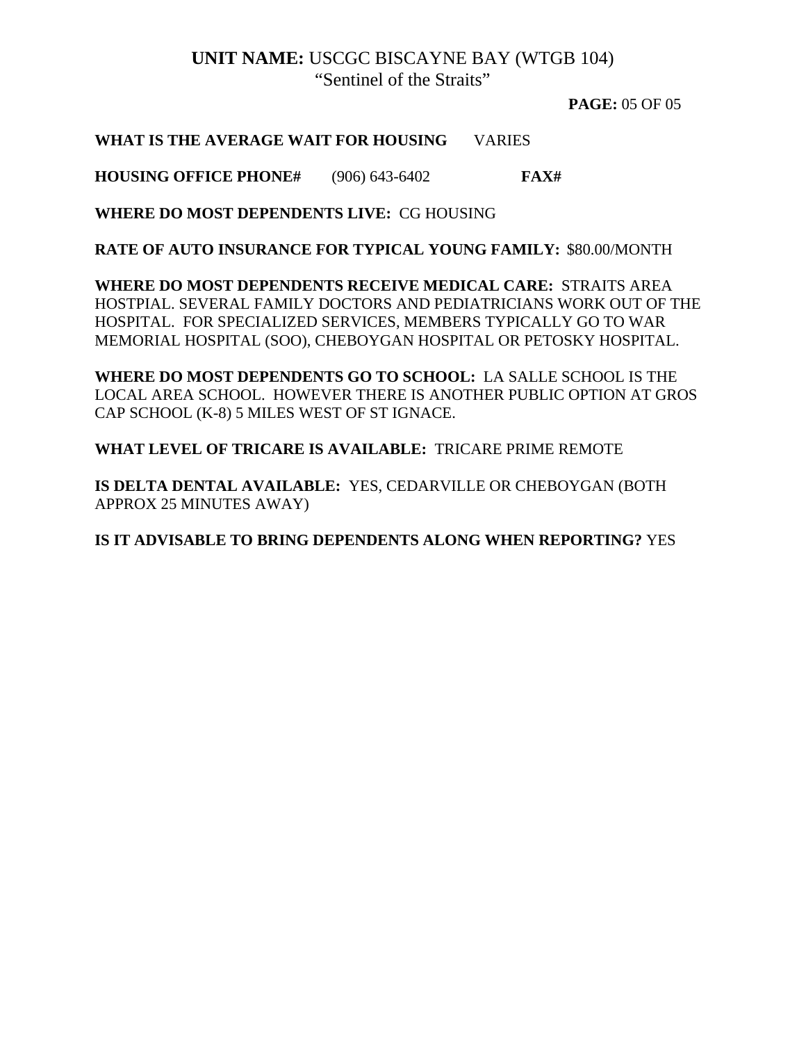**UNIT NAME:** USCGC BISCAYNE BAY (WTGB 104)
"Sentinel of the Straits"

**WHAT IS THE AVERAGE WAIT FOR HOUSING** VARIES

**HOUSING OFFICE PHONE#** (906) 643-6402 **FAX#**

**WHERE DO MOST DEPENDENTS LIVE:** CG HOUSING

**RATE OF AUTO INSURANCE FOR TYPICAL YOUNG FAMILY:** $80.00/MONTH

**WHERE DO MOST DEPENDENTS RECEIVE MEDICAL CARE:** STRAITS AREA HOSTPIAL. SEVERAL FAMILY DOCTORS AND PEDIATRICIANS WORK OUT OF THE HOSPITAL. FOR SPECIALIZED SERVICES, MEMBERS TYPICALLY GO TO WAR MEMORIAL HOSPITAL (SOO), CHEBOYGAN HOSPITAL OR PETOSKY HOSPITAL.

**WHERE DO MOST DEPENDENTS GO TO SCHOOL:** LA SALLE SCHOOL IS THE LOCAL AREA SCHOOL. HOWEVER THERE IS ANOTHER PUBLIC OPTION AT GROS CAP SCHOOL (K-8) 5 MILES WEST OF ST IGNACE.

**WHAT LEVEL OF TRICARE IS AVAILABLE:** TRICARE PRIME REMOTE

**IS DELTA DENTAL AVAILABLE:** YES, CEDARVILLE OR CHEBOYGAN (BOTH APPROX 25 MINUTES AWAY)

**IS IT ADVISABLE TO BRING DEPENDENTS ALONG WHEN REPORTING?** YES